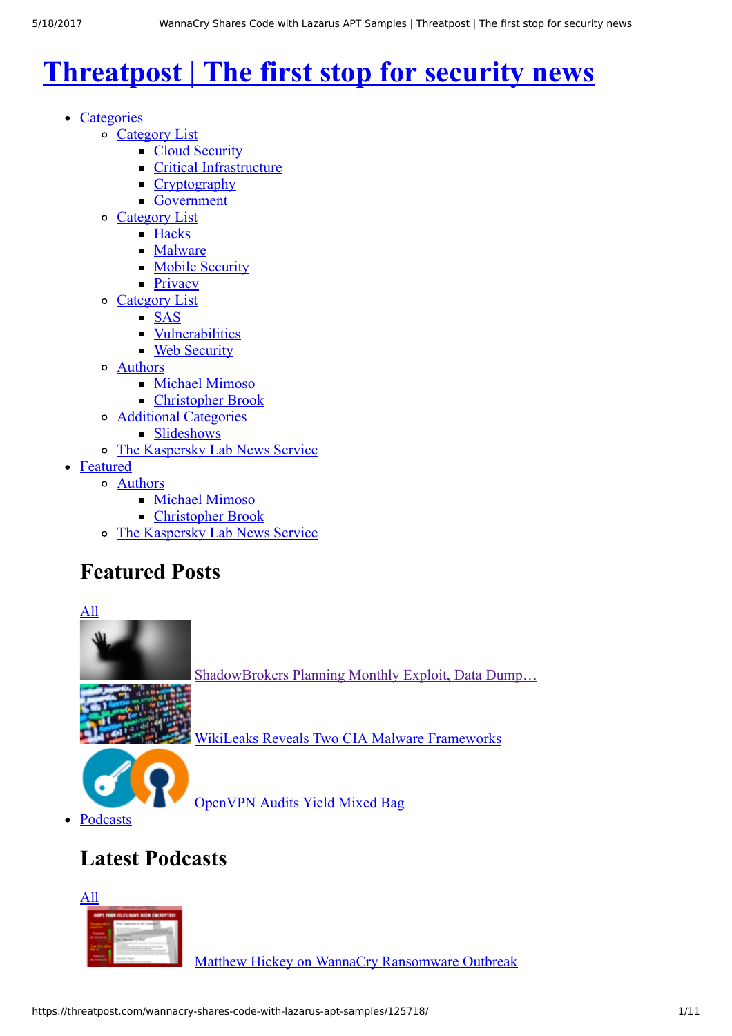# Threatpost | The first stop for security news

- Categories
  - Category List
    - Cloud Security
    - Critical Infrastructure
    - Cryptography
    - Government
  - Category List
    - Hacks
    - Malware
    - Mobile Security
    - Privacy
  - Category List
    - SAS
    - Vulnerabilities
    - Web Security
  - Authors
    - Michael Mimoso
    - Christopher Brook
  - Additional Categories
    - Slideshows
  - The Kaspersky Lab News Service
- Featured
  - Authors
    - Michael Mimoso
    - Christopher Brook
  - The Kaspersky Lab News Service

## Featured Posts

All

ShadowBrokers Planning Monthly Exploit, Data Dump…

WikiLeaks Reveals Two CIA Malware Frameworks

OpenVPN Audits Yield Mixed Bag

- Podcasts

## Latest Podcasts

All

Matthew Hickey on WannaCry Ransomware Outbreak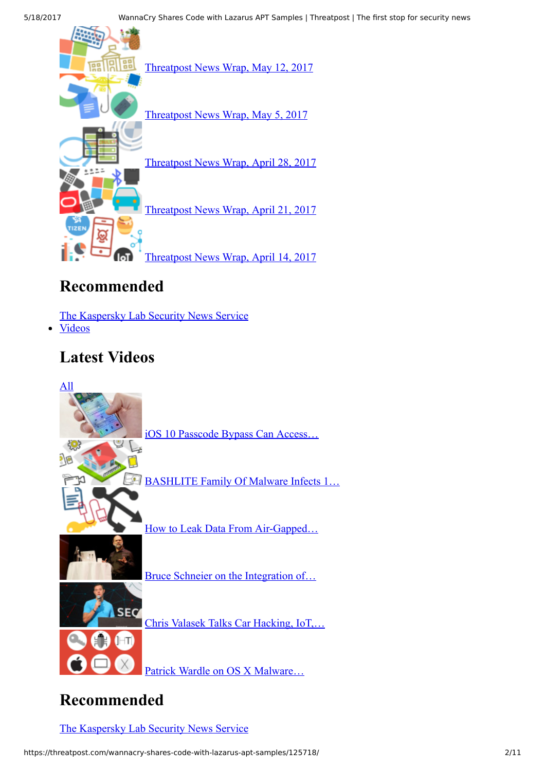[Threatpost News Wrap, May 12, 2017](#)

[Threatpost News Wrap, May 5, 2017](#)

[Threatpost News Wrap, April 28, 2017](#)

[Threatpost News Wrap, April 21, 2017](#)

[Threatpost News Wrap, April 14, 2017](#)

## Recommended

[The Kaspersky Lab Security News Service](#)

- [Videos](#)

## Latest Videos

[All](#)

[iOS 10 Passcode Bypass Can Access…](#)

[BASHLITE Family Of Malware Infects 1…](#)

[How to Leak Data From Air-Gapped…](#)

[Bruce Schneier on the Integration of…](#)

[Chris Valasek Talks Car Hacking, IoT,…](#)

[Patrick Wardle on OS X Malware…](#)

## Recommended

[The Kaspersky Lab Security News Service](#)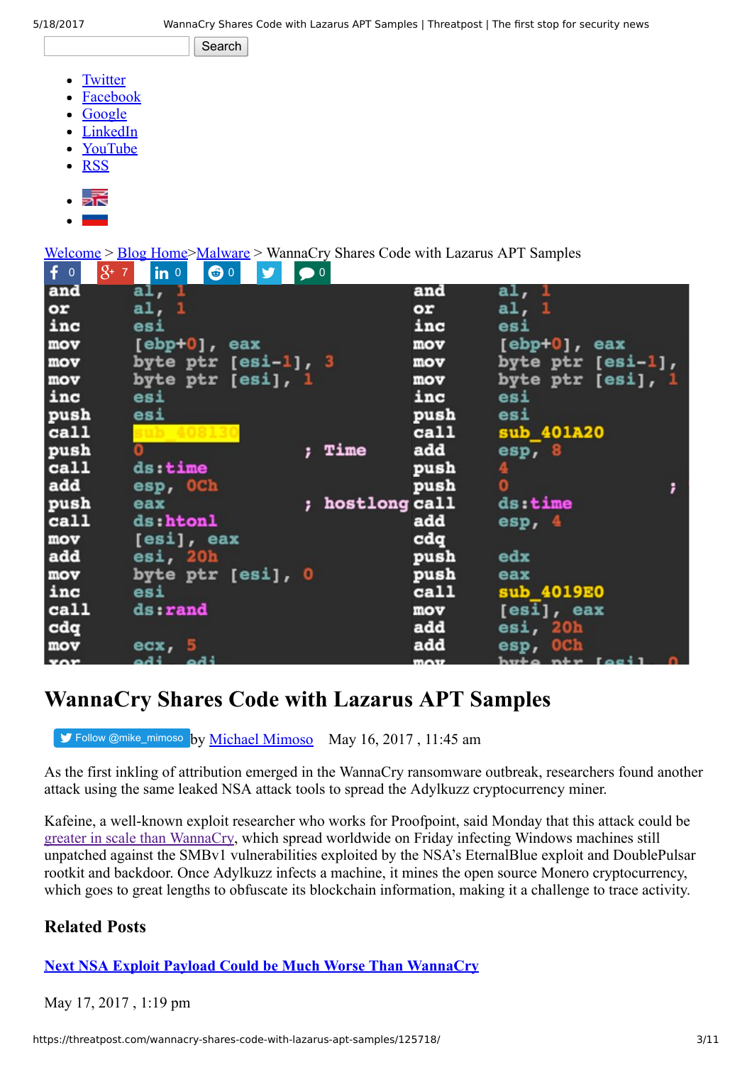- [Twitter](#)
- [Facebook](#)
- [Google](#)
- [LinkedIn](#)
- [YouTube](#)
- [RSS](#)

[Welcome](#) > [Blog Home](#)>[Malware](#) > WannaCry Shares Code with Lazarus APT Samples

```
and     al, 1                              and     al, 1
or      al, 1                              or      al, 1
inc     esi                                inc     esi
mov     [ebp+0], eax                       mov     [ebp+0], eax
mov     byte ptr [esi-1], 3                mov     byte ptr [esi-1],
mov     byte ptr [esi], 1                  mov     byte ptr [esi], 1
inc     esi                                inc     esi
push    esi                                push    esi
call    sub_408130                         call    sub_401A20
push    0                 ; Time           add     esp, 8
call    ds:time                            push    4
add     esp, 0Ch                           push    0                ;
push    eax               ; hostlong       call    ds:time
call    ds:htonl                           add     esp, 4
mov     [esi], eax                         cdq
add     esi, 20h                           push    edx
mov     byte ptr [esi], 0                  push    eax
inc     esi                                call    sub_4019E0
call    ds:rand                            mov     [esi], eax
cdq                                        add     esi, 20h
mov     ecx, 5                             add     esp, 0Ch
```

# WannaCry Shares Code with Lazarus APT Samples

Follow @mike_mimoso by [Michael Mimoso](#) May 16, 2017 , 11:45 am

As the first inkling of attribution emerged in the WannaCry ransomware outbreak, researchers found another attack using the same leaked NSA attack tools to spread the Adylkuzz cryptocurrency miner.

Kafeine, a well-known exploit researcher who works for Proofpoint, said Monday that this attack could be [greater in scale than WannaCry](#), which spread worldwide on Friday infecting Windows machines still unpatched against the SMBv1 vulnerabilities exploited by the NSA's EternalBlue exploit and DoublePulsar rootkit and backdoor. Once Adylkuzz infects a machine, it mines the open source Monero cryptocurrency, which goes to great lengths to obfuscate its blockchain information, making it a challenge to trace activity.

### Related Posts

**[Next NSA Exploit Payload Could be Much Worse Than WannaCry](#)**

May 17, 2017 , 1:19 pm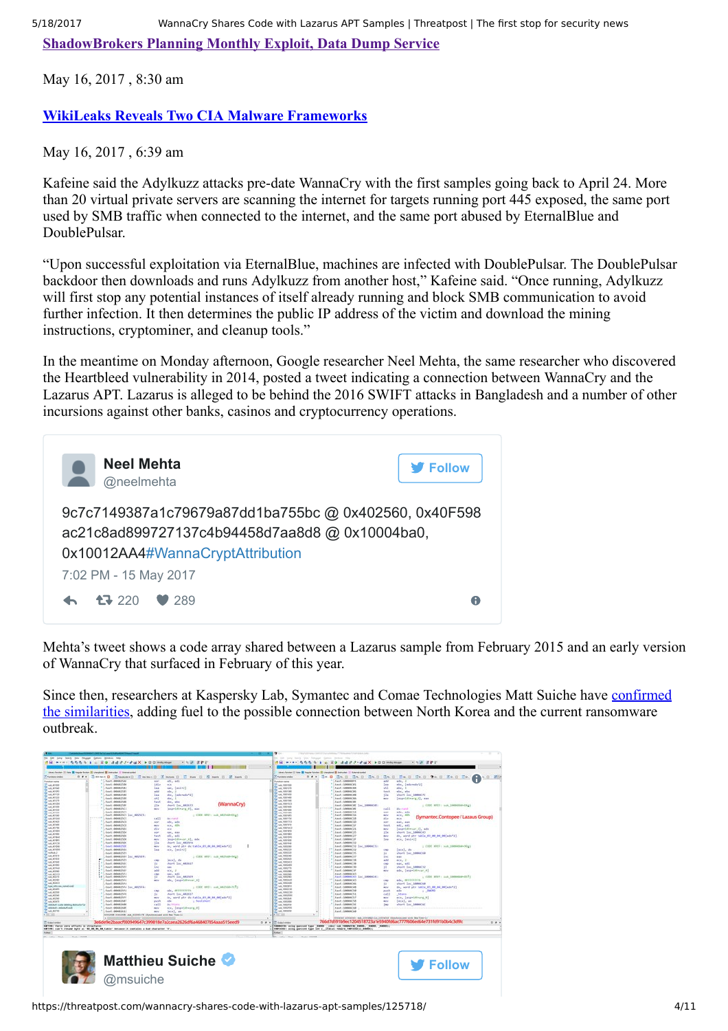[ShadowBrokers Planning Monthly Exploit, Data Dump Service](#)

May 16, 2017 , 8:30 am

[WikiLeaks Reveals Two CIA Malware Frameworks](#)

May 16, 2017 , 6:39 am

Kafeine said the Adylkuzz attacks pre-date WannaCry with the first samples going back to April 24. More than 20 virtual private servers are scanning the internet for targets running port 445 exposed, the same port used by SMB traffic when connected to the internet, and the same port abused by EternalBlue and DoublePulsar.

"Upon successful exploitation via EternalBlue, machines are infected with DoublePulsar. The DoublePulsar backdoor then downloads and runs Adylkuzz from another host," Kafeine said. "Once running, Adylkuzz will first stop any potential instances of itself already running and block SMB communication to avoid further infection. It then determines the public IP address of the victim and download the mining instructions, cryptominer, and cleanup tools."

In the meantime on Monday afternoon, Google researcher Neel Mehta, the same researcher who discovered the Heartbleed vulnerability in 2014, posted a tweet indicating a connection between WannaCry and the Lazarus APT. Lazarus is alleged to be behind the 2016 SWIFT attacks in Bangladesh and a number of other incursions against other banks, casinos and cryptocurrency operations.

Neel Mehta
@neelmehta

Follow

9c7c7149387a1c79679a87dd1ba755bc @ 0x402560, 0x40F598 ac21c8ad899727137c4b94458d7aa8d8 @ 0x10004ba0, 0x10012AA4#WannaCryptAttribution

7:02 PM - 15 May 2017

220 289

Mehta's tweet shows a code array shared between a Lazarus sample from February 2015 and an early version of WannaCry that surfaced in February of this year.

Since then, researchers at Kaspersky Lab, Symantec and Comae Technologies Matt Suiche have [confirmed the similarities](#), adding fuel to the possible connection between North Korea and the current ransomware outbreak.

Matthieu Suiche
@msuiche

Follow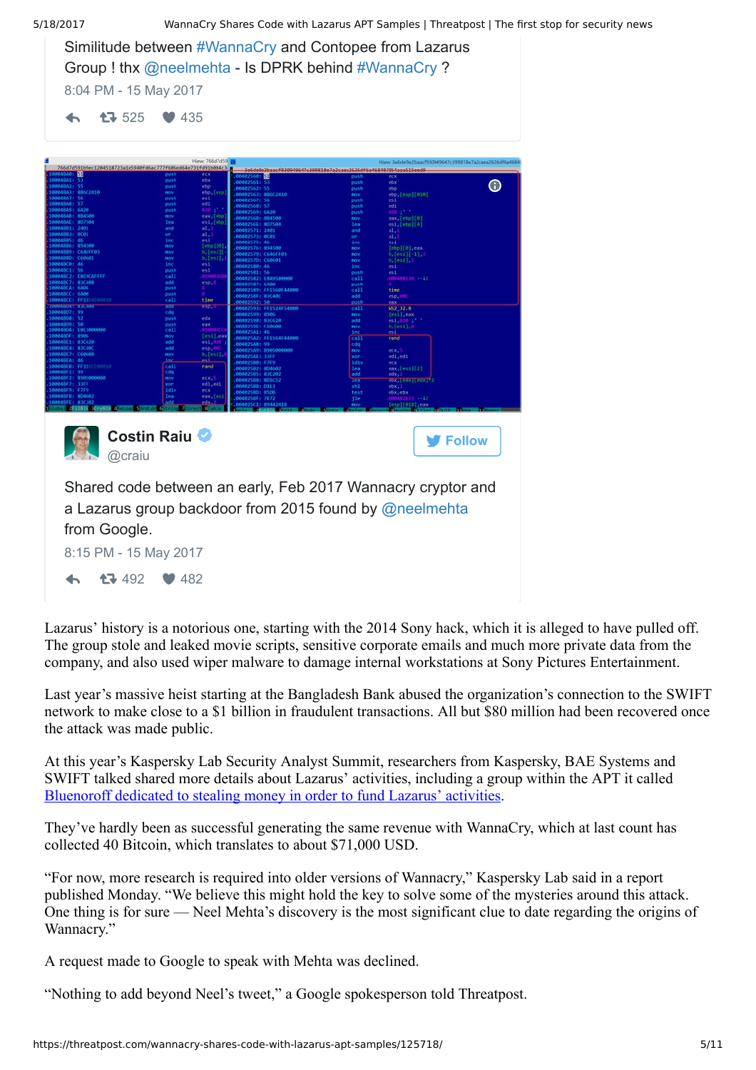Similitude between #WannaCry and Contopee from Lazarus Group ! thx @neelmehta - Is DPRK behind #WannaCry ?

8:04 PM - 15 May 2017

525 435

Costin Raiu @craiu

Follow

Shared code between an early, Feb 2017 Wannacry cryptor and a Lazarus group backdoor from 2015 found by @neelmehta from Google.

8:15 PM - 15 May 2017

492 482

Lazarus' history is a notorious one, starting with the 2014 Sony hack, which it is alleged to have pulled off. The group stole and leaked movie scripts, sensitive corporate emails and much more private data from the company, and also used wiper malware to damage internal workstations at Sony Pictures Entertainment.

Last year's massive heist starting at the Bangladesh Bank abused the organization's connection to the SWIFT network to make close to a $1 billion in fraudulent transactions. All but $80 million had been recovered once the attack was made public.

At this year's Kaspersky Lab Security Analyst Summit, researchers from Kaspersky, BAE Systems and SWIFT talked shared more details about Lazarus' activities, including a group within the APT it called Bluenoroff dedicated to stealing money in order to fund Lazarus' activities.

They've hardly been as successful generating the same revenue with WannaCry, which at last count has collected 40 Bitcoin, which translates to about $71,000 USD.

"For now, more research is required into older versions of Wannacry," Kaspersky Lab said in a report published Monday. "We believe this might hold the key to solve some of the mysteries around this attack. One thing is for sure — Neel Mehta's discovery is the most significant clue to date regarding the origins of Wannacry."

A request made to Google to speak with Mehta was declined.

"Nothing to add beyond Neel's tweet," a Google spokesperson told Threatpost.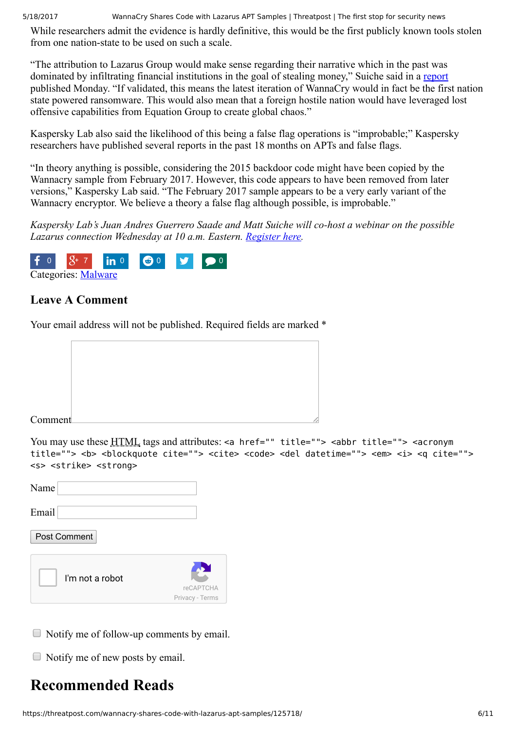While researchers admit the evidence is hardly definitive, this would be the first publicly known tools stolen from one nation-state to be used on such a scale.

"The attribution to Lazarus Group would make sense regarding their narrative which in the past was dominated by infiltrating financial institutions in the goal of stealing money," Suiche said in a report published Monday. "If validated, this means the latest iteration of WannaCry would in fact be the first nation state powered ransomware. This would also mean that a foreign hostile nation would have leveraged lost offensive capabilities from Equation Group to create global chaos."

Kaspersky Lab also said the likelihood of this being a false flag operations is "improbable;" Kaspersky researchers have published several reports in the past 18 months on APTs and false flags.

"In theory anything is possible, considering the 2015 backdoor code might have been copied by the Wannacry sample from February 2017. However, this code appears to have been removed from later versions," Kaspersky Lab said. "The February 2017 sample appears to be a very early variant of the Wannacry encryptor. We believe a theory a false flag although possible, is improbable."

*Kaspersky Lab's Juan Andres Guerrero Saade and Matt Suiche will co-host a webinar on the possible Lazarus connection Wednesday at 10 a.m. Eastern. Register here.*

0 7 0 0 0

Categories: Malware

### Leave A Comment

Your email address will not be published. Required fields are marked *

Comment

You may use these HTML tags and attributes: `<a href="" title=""> <abbr title=""> <acronym title=""> <b> <blockquote cite=""> <cite> <code> <del datetime=""> <em> <i> <q cite=""> <s> <strike> <strong>`

Name

Email

Post Comment

I'm not a robot

reCAPTCHA
Privacy - Terms

Notify me of follow-up comments by email.

Notify me of new posts by email.

## Recommended Reads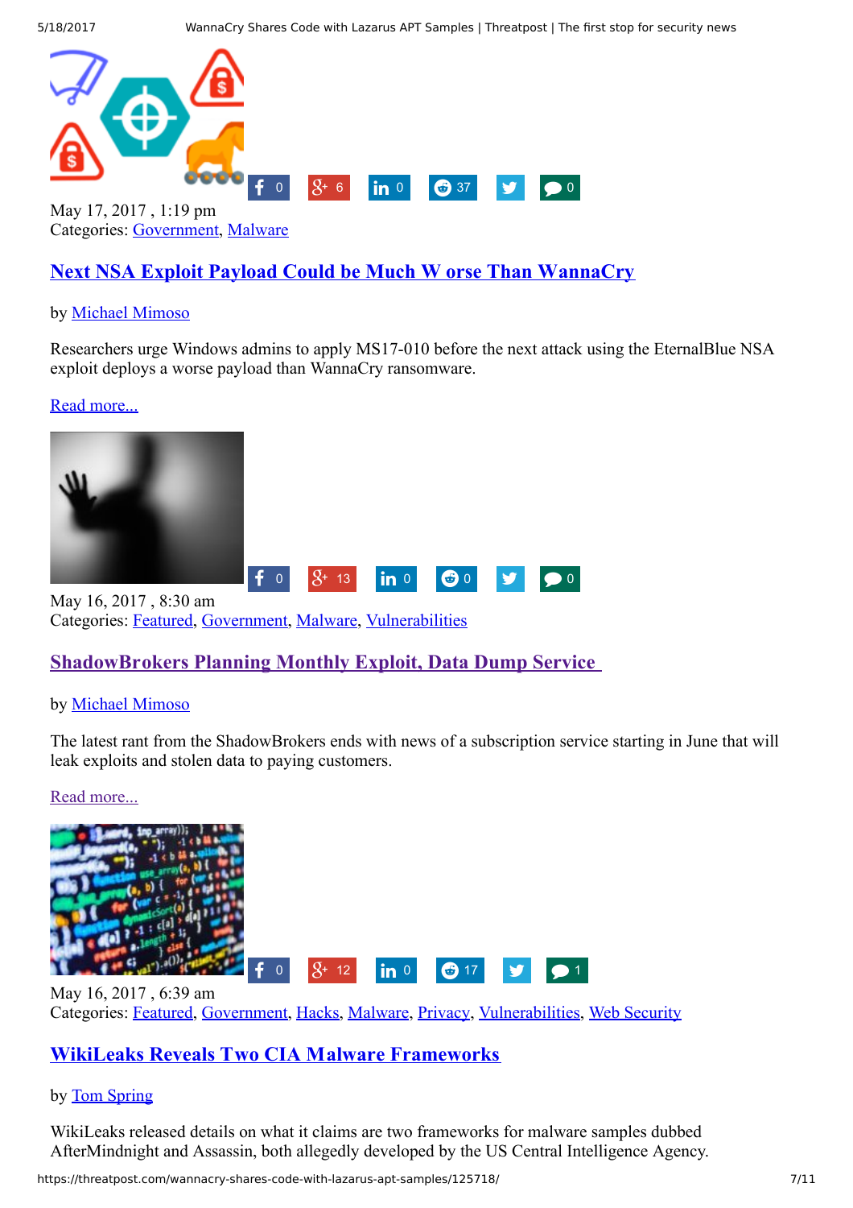f 0 · g+ 6 · in 0 · 37 · 0

May 17, 2017 , 1:19 pm
Categories: Government, Malware

## Next NSA Exploit Payload Could be Much W orse Than WannaCry

by Michael Mimoso

Researchers urge Windows admins to apply MS17-010 before the next attack using the EternalBlue NSA exploit deploys a worse payload than WannaCry ransomware.

Read more...

f 0 · g+ 13 · in 0 · 0 · 0

May 16, 2017 , 8:30 am
Categories: Featured, Government, Malware, Vulnerabilities

## ShadowBrokers Planning Monthly Exploit, Data Dump Service

by Michael Mimoso

The latest rant from the ShadowBrokers ends with news of a subscription service starting in June that will leak exploits and stolen data to paying customers.

Read more...

f 0 · g+ 12 · in 0 · 17 · 1

May 16, 2017 , 6:39 am
Categories: Featured, Government, Hacks, Malware, Privacy, Vulnerabilities, Web Security

## WikiLeaks Reveals Two CIA Malware Frameworks

by Tom Spring

WikiLeaks released details on what it claims are two frameworks for malware samples dubbed AfterMindnight and Assassin, both allegedly developed by the US Central Intelligence Agency.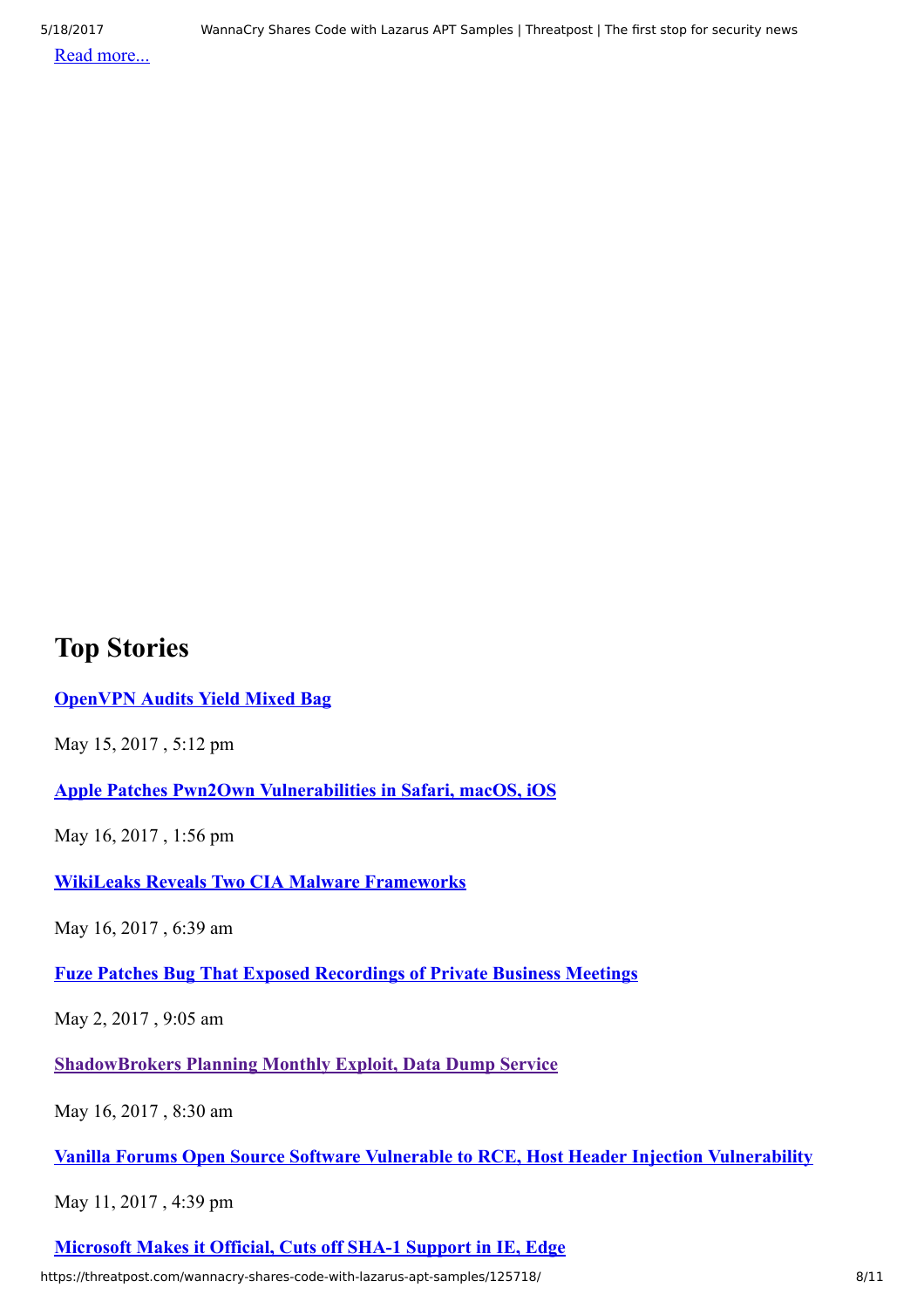Read more...

## Top Stories

**OpenVPN Audits Yield Mixed Bag**

May 15, 2017 , 5:12 pm

**Apple Patches Pwn2Own Vulnerabilities in Safari, macOS, iOS**

May 16, 2017 , 1:56 pm

**WikiLeaks Reveals Two CIA Malware Frameworks**

May 16, 2017 , 6:39 am

**Fuze Patches Bug That Exposed Recordings of Private Business Meetings**

May 2, 2017 , 9:05 am

**ShadowBrokers Planning Monthly Exploit, Data Dump Service**

May 16, 2017 , 8:30 am

**Vanilla Forums Open Source Software Vulnerable to RCE, Host Header Injection Vulnerability**

May 11, 2017 , 4:39 pm

**Microsoft Makes it Official, Cuts off SHA-1 Support in IE, Edge**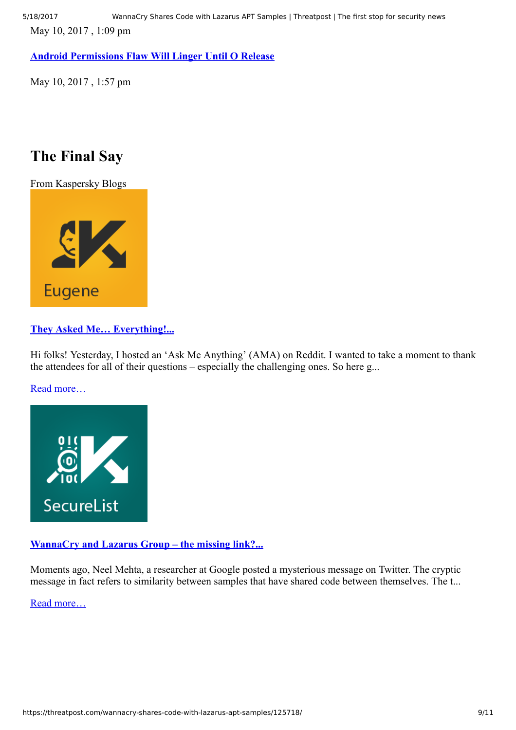May 10, 2017 , 1:09 pm

**[Android Permissions Flaw Will Linger Until O Release]()**

May 10, 2017 , 1:57 pm

# The Final Say

From Kaspersky Blogs

Eugene

**[They Asked Me… Everything!...]()**

Hi folks! Yesterday, I hosted an 'Ask Me Anything' (AMA) on Reddit. I wanted to take a moment to thank the attendees for all of their questions – especially the challenging ones. So here g...

[Read more…]()

SecureList

**[WannaCry and Lazarus Group – the missing link?...]()**

Moments ago, Neel Mehta, a researcher at Google posted a mysterious message on Twitter. The cryptic message in fact refers to similarity between samples that have shared code between themselves. The t...

[Read more…]()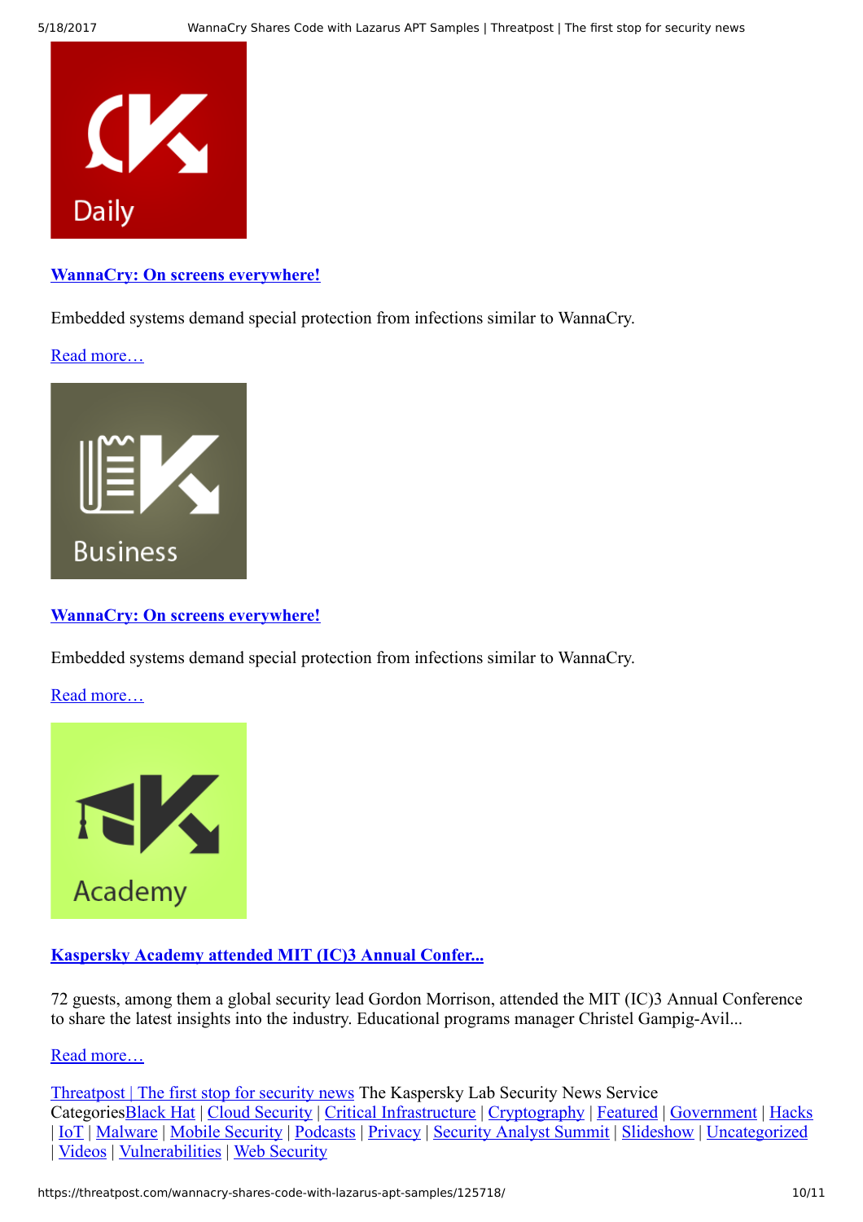Daily

**[WannaCry: On screens everywhere!]()**

Embedded systems demand special protection from infections similar to WannaCry.

[Read more…]()

Business

**[WannaCry: On screens everywhere!]()**

Embedded systems demand special protection from infections similar to WannaCry.

[Read more…]()

Academy

**[Kaspersky Academy attended MIT (IC)3 Annual Confer...]()**

72 guests, among them a global security lead Gordon Morrison, attended the MIT (IC)3 Annual Conference to share the latest insights into the industry. Educational programs manager Christel Gampig-Avil...

[Read more…]()

[Threatpost | The first stop for security news]() The Kaspersky Lab Security News Service
Categories[Black Hat]() | [Cloud Security]() | [Critical Infrastructure]() | [Cryptography]() | [Featured]() | [Government]() | [Hacks]() | [IoT]() | [Malware]() | [Mobile Security]() | [Podcasts]() | [Privacy]() | [Security Analyst Summit]() | [Slideshow]() | [Uncategorized]() | [Videos]() | [Vulnerabilities]() | [Web Security]()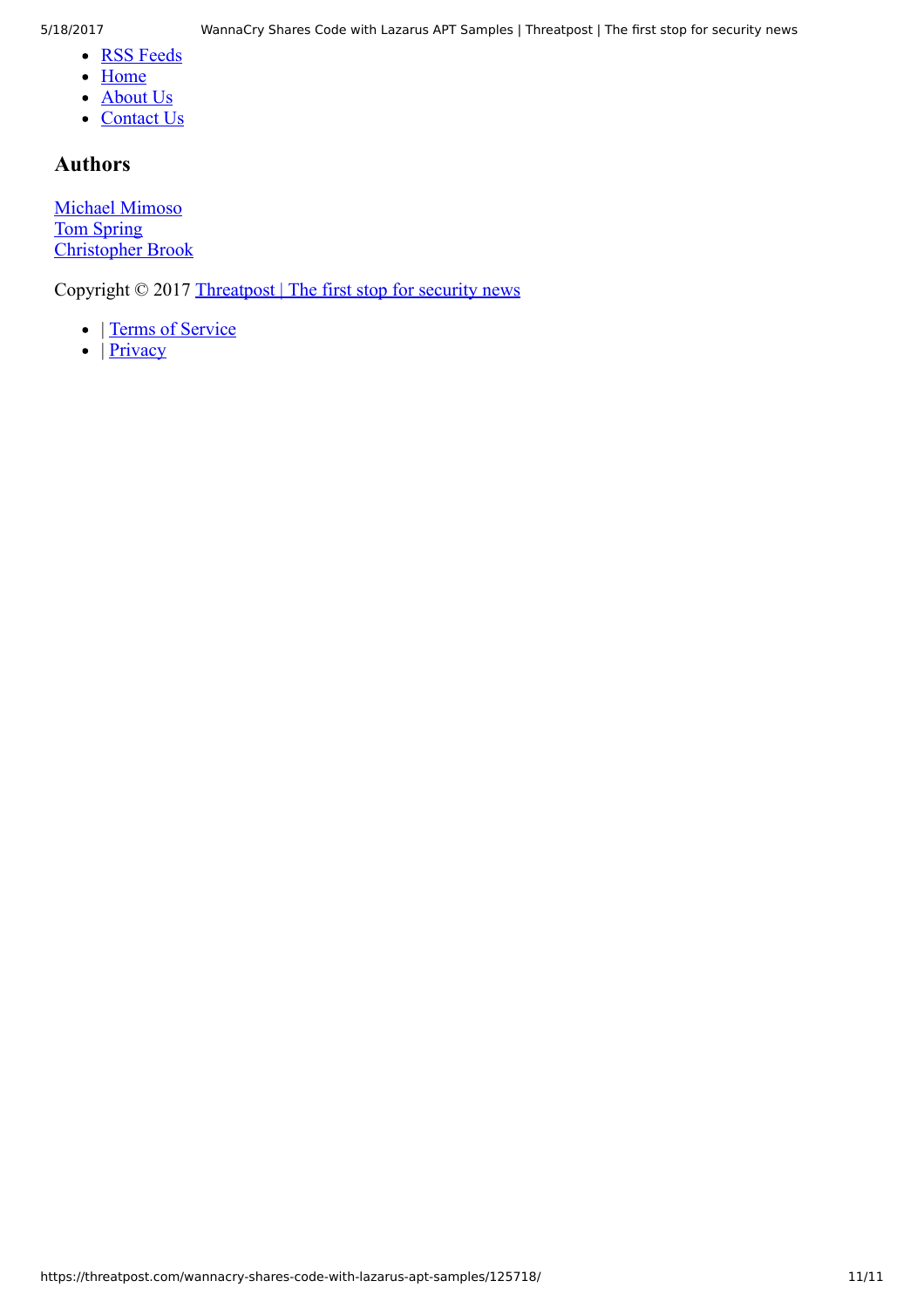- RSS Feeds
- Home
- About Us
- Contact Us

## Authors

Michael Mimoso
Tom Spring
Christopher Brook

Copyright © 2017 Threatpost | The first stop for security news

- | Terms of Service
- | Privacy